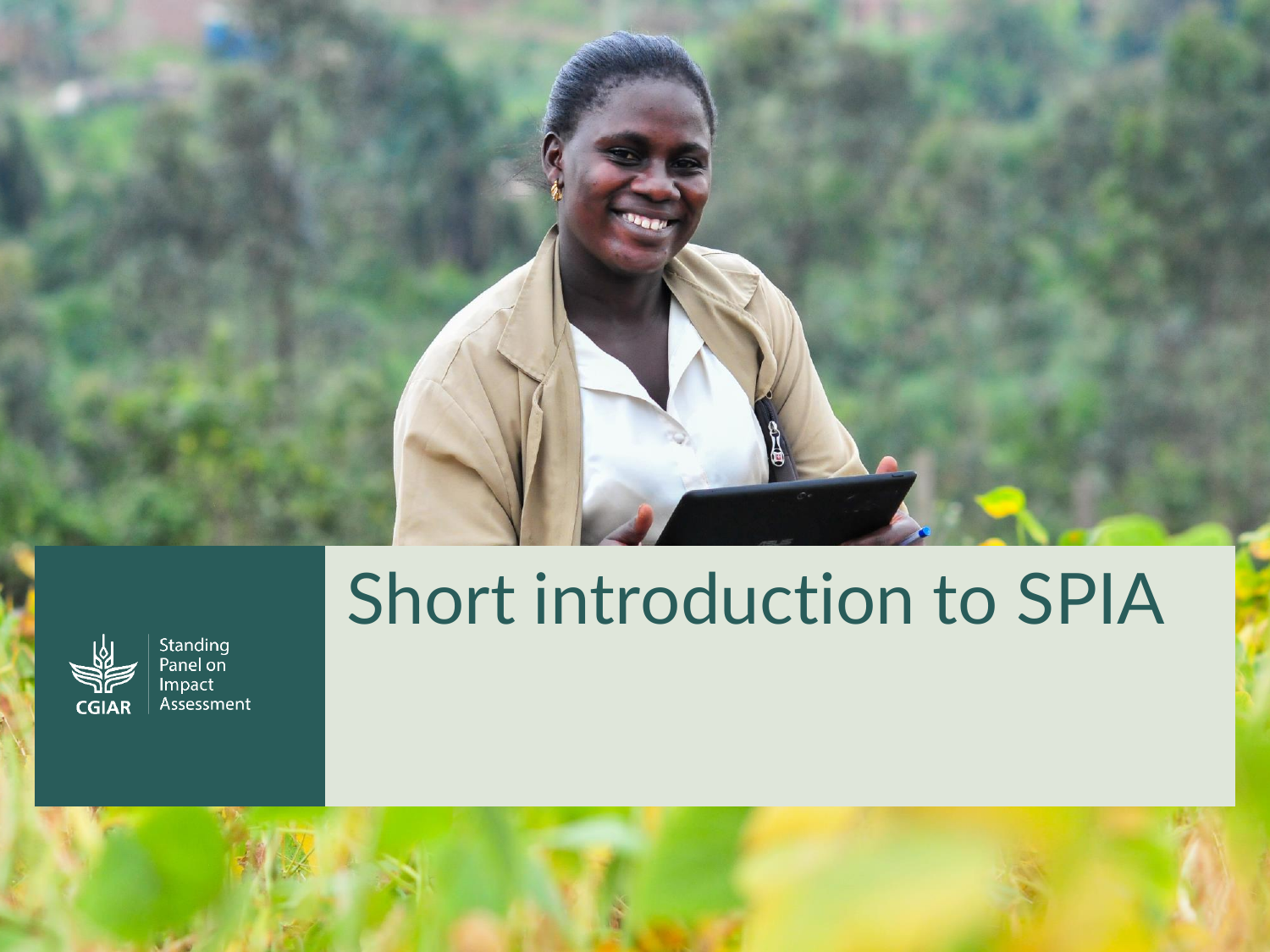# Short introduction to SPIA

CGIAR

Standing Panel on Impact Assessment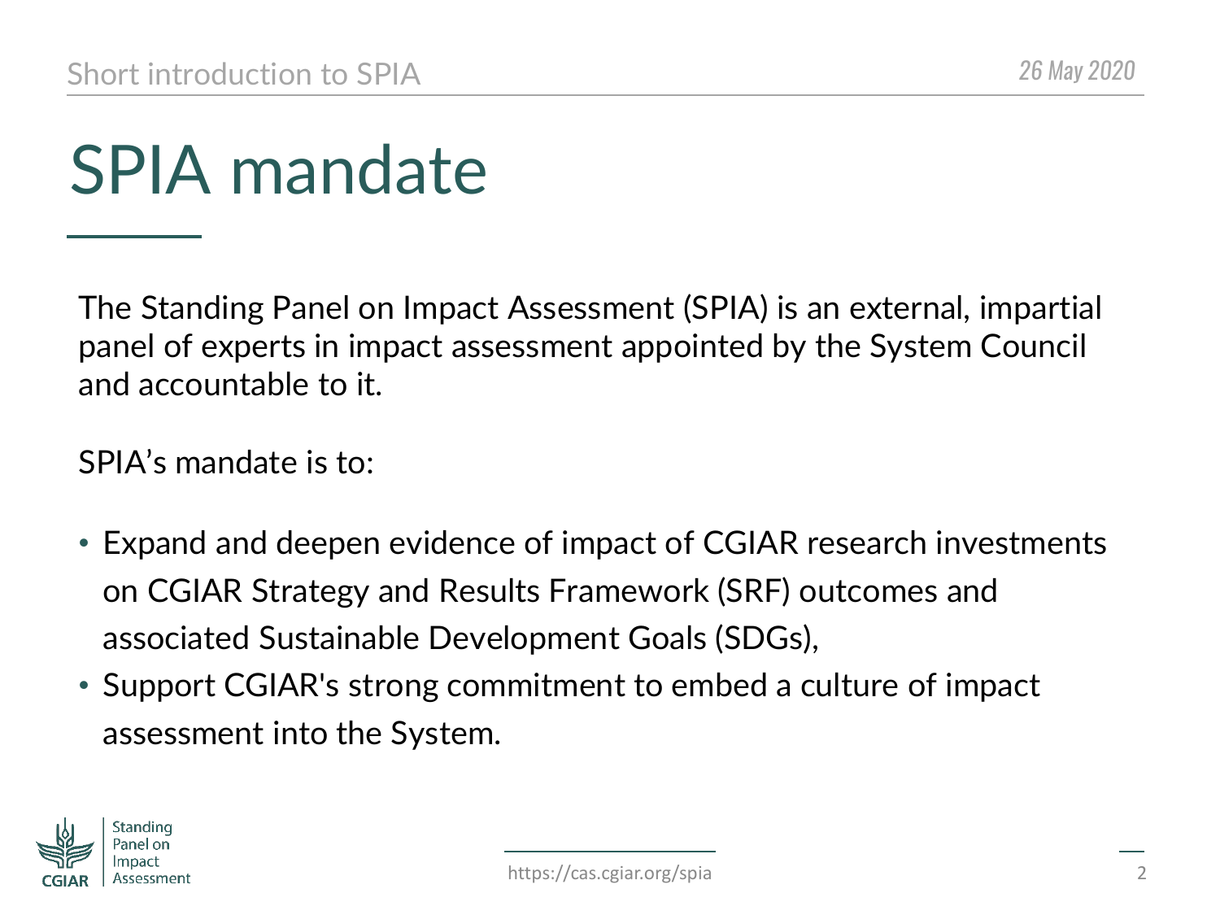# SPIA mandate

The Standing Panel on Impact Assessment (SPIA) is an external, impartial panel of experts in impact assessment appointed by the System Council and accountable to it.

SPIA's mandate is to:

- Expand and deepen evidence of impact of CGIAR research investments on CGIAR Strategy and Results Framework (SRF) outcomes and associated Sustainable Development Goals (SDGs),
- Support CGIAR's strong commitment to embed a culture of impact assessment into the System.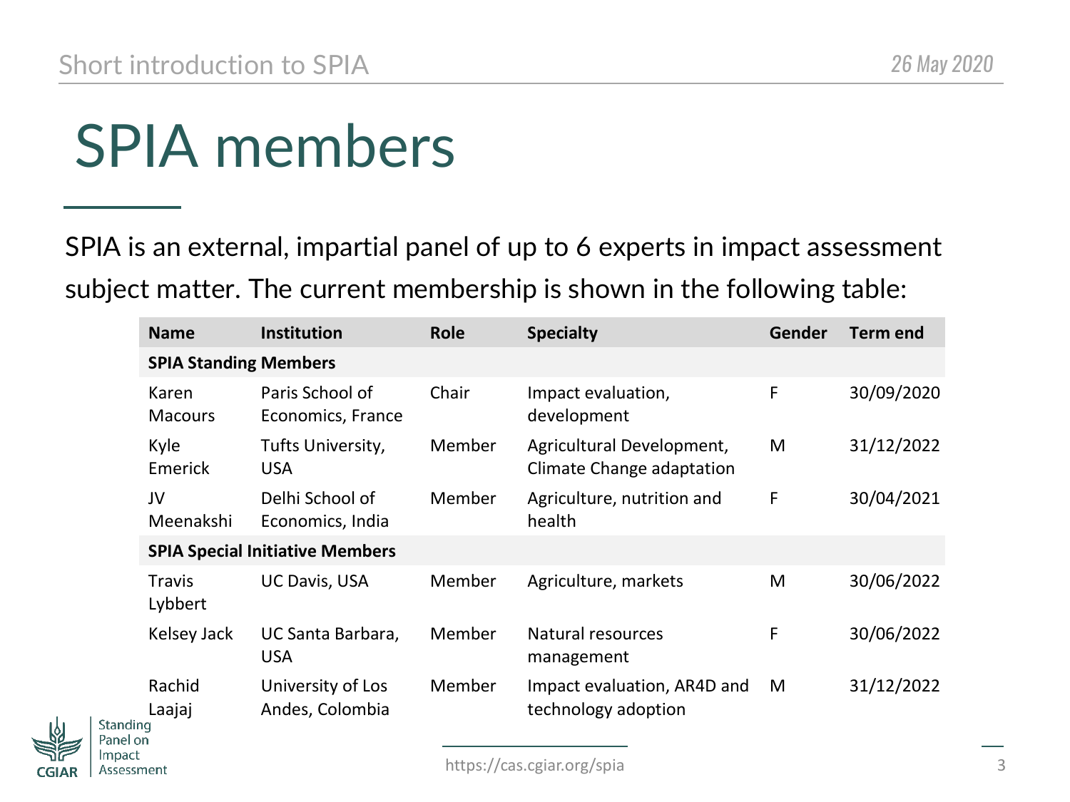# SPIA members

SPIA is an external, impartial panel of up to 6 experts in impact assessment subject matter. The current membership is shown in the following table:

| Name | Institution | Role | Specialty | Gender | Term end |
|---|---|---|---|---|---|
| **SPIA Standing Members** | | | | | |
| Karen Macours | Paris School of Economics, France | Chair | Impact evaluation, development | F | 30/09/2020 |
| Kyle Emerick | Tufts University, USA | Member | Agricultural Development, Climate Change adaptation | M | 31/12/2022 |
| JV Meenakshi | Delhi School of Economics, India | Member | Agriculture, nutrition and health | F | 30/04/2021 |
| **SPIA Special Initiative Members** | | | | | |
| Travis Lybbert | UC Davis, USA | Member | Agriculture, markets | M | 30/06/2022 |
| Kelsey Jack | UC Santa Barbara, USA | Member | Natural resources management | F | 30/06/2022 |
| Rachid Laajaj | University of Los Andes, Colombia | Member | Impact evaluation, AR4D and technology adoption | M | 31/12/2022 |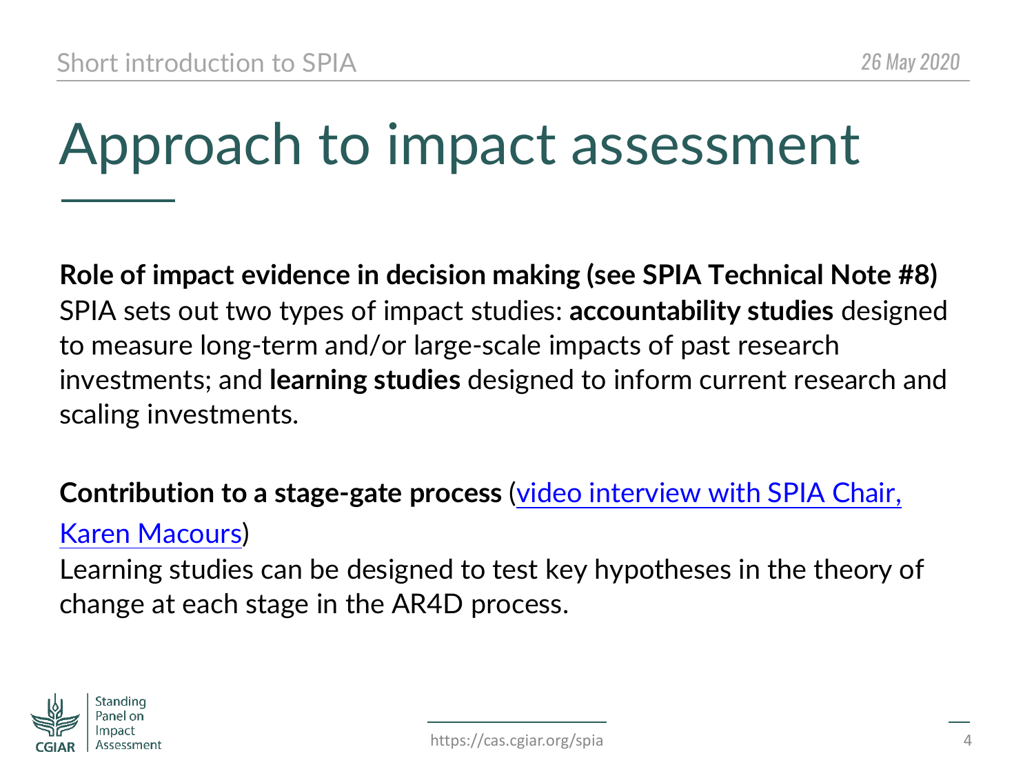# Approach to impact assessment

**Role of impact evidence in decision making (see SPIA Technical Note #8)**
SPIA sets out two types of impact studies: **accountability studies** designed to measure long-term and/or large-scale impacts of past research investments; and **learning studies** designed to inform current research and scaling investments.

**Contribution to a stage-gate process** (video interview with SPIA Chair, Karen Macours)
Learning studies can be designed to test key hypotheses in the theory of change at each stage in the AR4D process.